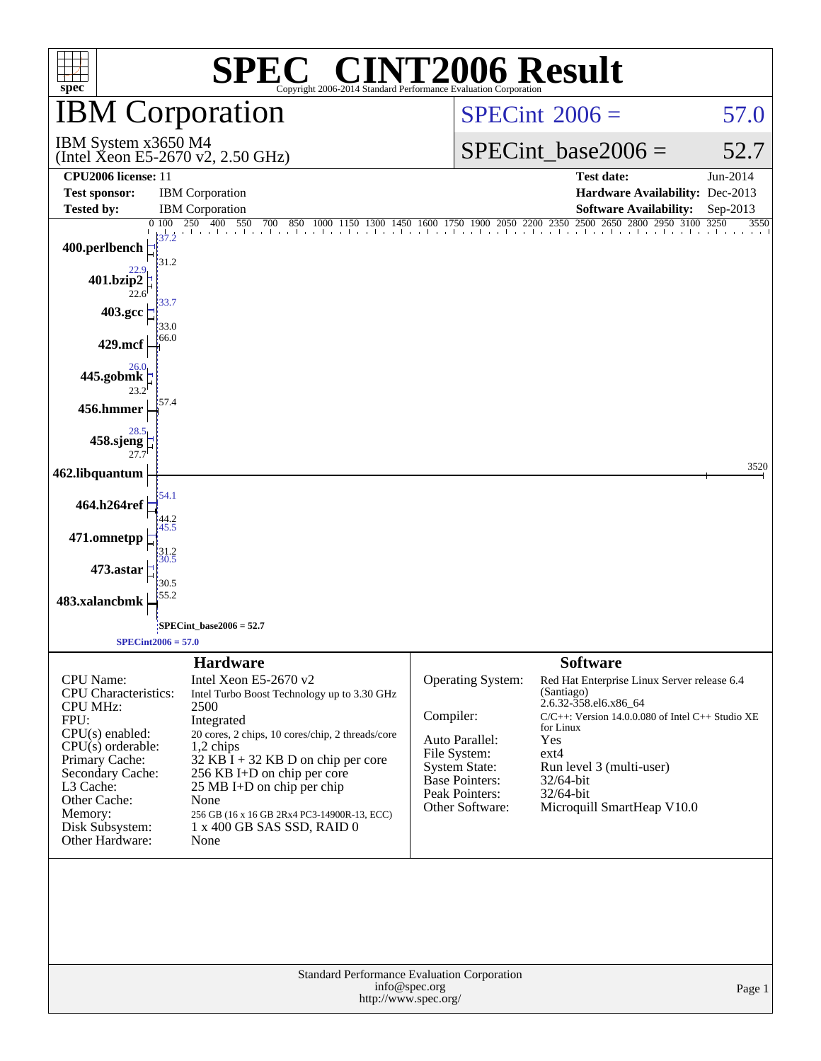# SPEC CINT2006 Result

Copyright 2006-2014 Standard Performance Evaluation Corporation

## IBM Corporation

IBM System x3650 M4
(Intel Xeon E5-2670 v2, 2.50 GHz)

SPECint 2006 = 57.0

SPECint_base2006 = 52.7

| | | | |
|---|---|---|---|
| **CPU2006 license:** 11 | | **Test date:** | Jun-2014 |
| **Test sponsor:** | IBM Corporation | **Hardware Availability:** | Dec-2013 |
| **Tested by:** | IBM Corporation | **Software Availability:** | Sep-2013 |

| Benchmark | Peak | Base |
|---|---|---|
| 400.perlbench | 37.2 | 31.2 |
| 401.bzip2 | 22.9 | 22.6 |
| 403.gcc | 33.7 | 33.0 |
| 429.mcf | 66.0 | |
| 445.gobmk | 26.0 | 23.2 |
| 456.hmmer | 57.4 | |
| 458.sjeng | 28.5 | 27.7 |
| 462.libquantum | 3520 | |
| 464.h264ref | 54.1 | 44.2 |
| 471.omnetpp | 45.5 | 31.2 |
| 473.astar | 30.5 | 30.5 |
| 483.xalancbmk | 55.2 | |

SPECint_base2006 = 52.7

SPECint2006 = 57.0

### Hardware

| | |
|---|---|
| CPU Name: | Intel Xeon E5-2670 v2 |
| CPU Characteristics: | Intel Turbo Boost Technology up to 3.30 GHz |
| CPU MHz: | 2500 |
| FPU: | Integrated |
| CPU(s) enabled: | 20 cores, 2 chips, 10 cores/chip, 2 threads/core |
| CPU(s) orderable: | 1,2 chips |
| Primary Cache: | 32 KB I + 32 KB D on chip per core |
| Secondary Cache: | 256 KB I+D on chip per core |
| L3 Cache: | 25 MB I+D on chip per chip |
| Other Cache: | None |
| Memory: | 256 GB (16 x 16 GB 2Rx4 PC3-14900R-13, ECC) |
| Disk Subsystem: | 1 x 400 GB SAS SSD, RAID 0 |
| Other Hardware: | None |

### Software

| | |
|---|---|
| Operating System: | Red Hat Enterprise Linux Server release 6.4 (Santiago) 2.6.32-358.el6.x86_64 |
| Compiler: | C/C++: Version 14.0.0.080 of Intel C++ Studio XE for Linux |
| Auto Parallel: | Yes |
| File System: | ext4 |
| System State: | Run level 3 (multi-user) |
| Base Pointers: | 32/64-bit |
| Peak Pointers: | 32/64-bit |
| Other Software: | Microquill SmartHeap V10.0 |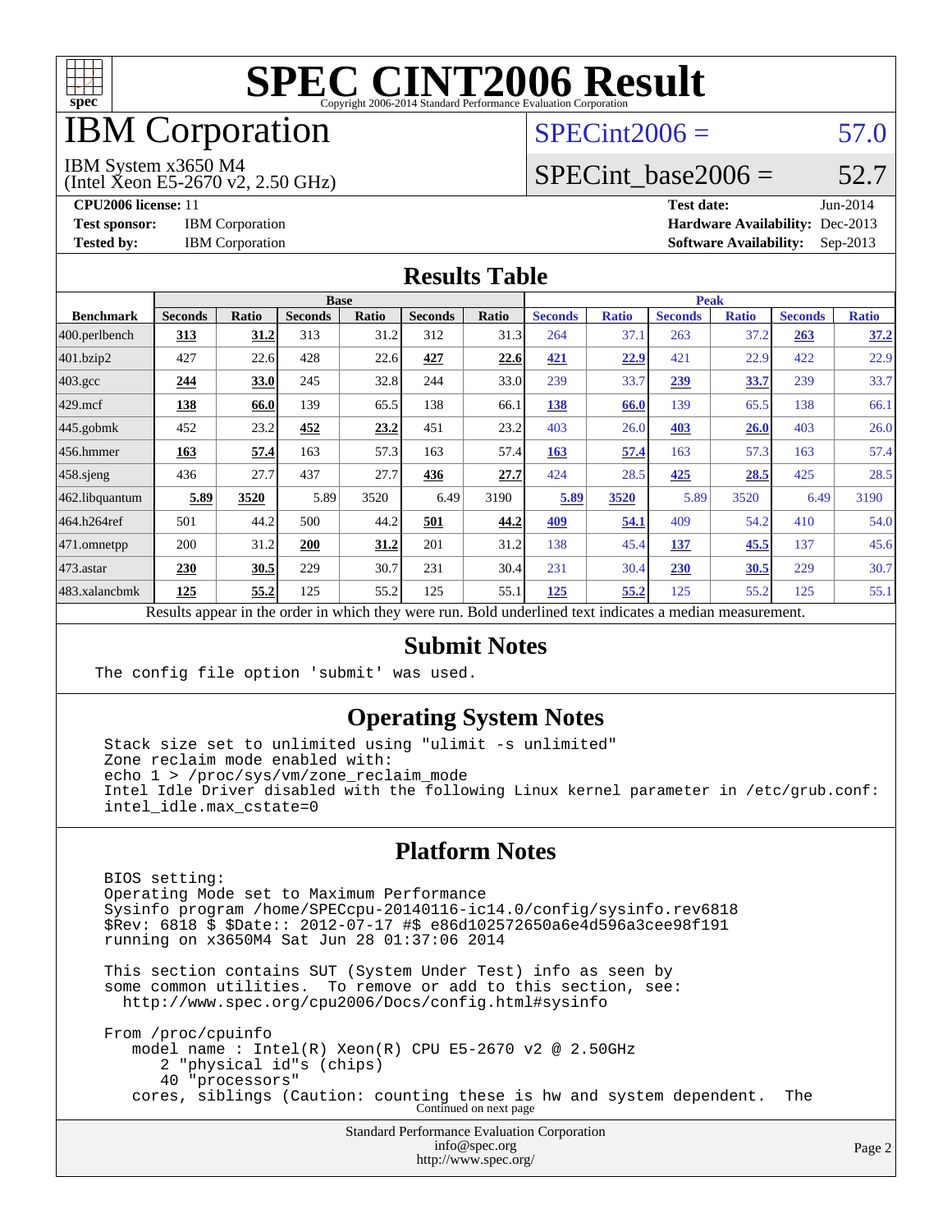# SPEC CINT2006 Result

Copyright 2006-2014 Standard Performance Evaluation Corporation

## IBM Corporation

IBM System x3650 M4
(Intel Xeon E5-2670 v2, 2.50 GHz)

SPECint2006 = 57.0

SPECint_base2006 = 52.7

**CPU2006 license:** 11
**Test sponsor:** IBM Corporation
**Tested by:** IBM Corporation

**Test date:** Jun-2014
**Hardware Availability:** Dec-2013
**Software Availability:** Sep-2013

## Results Table

| Benchmark | Base | | | | | | Peak | | | | | |
|---|---|---|---|---|---|---|---|---|---|---|---|---|
| | Seconds | Ratio | Seconds | Ratio | Seconds | Ratio | Seconds | Ratio | Seconds | Ratio | Seconds | Ratio |
| 400.perlbench | **313** | **31.2** | 313 | 31.2 | 312 | 31.3 | 264 | 37.1 | 263 | 37.2 | **263** | **37.2** |
| 401.bzip2 | 427 | 22.6 | 428 | 22.6 | **427** | **22.6** | **421** | **22.9** | 421 | 22.9 | 422 | 22.9 |
| 403.gcc | **244** | **33.0** | 245 | 32.8 | 244 | 33.0 | 239 | 33.7 | **239** | **33.7** | 239 | 33.7 |
| 429.mcf | **138** | **66.0** | 139 | 65.5 | 138 | 66.1 | **138** | **66.0** | 139 | 65.5 | 138 | 66.1 |
| 445.gobmk | 452 | 23.2 | **452** | **23.2** | 451 | 23.2 | 403 | 26.0 | **403** | **26.0** | 403 | 26.0 |
| 456.hmmer | **163** | **57.4** | 163 | 57.3 | 163 | 57.4 | **163** | **57.4** | 163 | 57.3 | 163 | 57.4 |
| 458.sjeng | 436 | 27.7 | 437 | 27.7 | **436** | **27.7** | 424 | 28.5 | **425** | **28.5** | 425 | 28.5 |
| 462.libquantum | **5.89** | **3520** | 5.89 | 3520 | 6.49 | 3190 | **5.89** | **3520** | 5.89 | 3520 | 6.49 | 3190 |
| 464.h264ref | 501 | 44.2 | 500 | 44.2 | **501** | **44.2** | **409** | **54.1** | 409 | 54.2 | 410 | 54.0 |
| 471.omnetpp | 200 | 31.2 | **200** | **31.2** | 201 | 31.2 | 138 | 45.4 | **137** | **45.5** | 137 | 45.6 |
| 473.astar | **230** | **30.5** | 229 | 30.7 | 231 | 30.4 | 231 | 30.4 | **230** | **30.5** | 229 | 30.7 |
| 483.xalancbmk | **125** | **55.2** | 125 | 55.2 | 125 | 55.1 | **125** | **55.2** | 125 | 55.2 | 125 | 55.1 |

Results appear in the order in which they were run. Bold underlined text indicates a median measurement.

## Submit Notes

```
The config file option 'submit' was used.
```

## Operating System Notes

```
Stack size set to unlimited using "ulimit -s unlimited"
Zone reclaim mode enabled with:
echo 1 > /proc/sys/vm/zone_reclaim_mode
Intel Idle Driver disabled with the following Linux kernel parameter in /etc/grub.conf:
intel_idle.max_cstate=0
```

## Platform Notes

```
BIOS setting:
Operating Mode set to Maximum Performance
Sysinfo program /home/SPECcpu-20140116-ic14.0/config/sysinfo.rev6818
$Rev: 6818 $ $Date:: 2012-07-17 #$ e86d102572650a6e4d596a3cee98f191
running on x3650M4 Sat Jun 28 01:37:06 2014

This section contains SUT (System Under Test) info as seen by
some common utilities.  To remove or add to this section, see:
  http://www.spec.org/cpu2006/Docs/config.html#sysinfo

From /proc/cpuinfo
   model name : Intel(R) Xeon(R) CPU E5-2670 v2 @ 2.50GHz
      2 "physical id"s (chips)
      40 "processors"
   cores, siblings (Caution: counting these is hw and system dependent.  The
```

Continued on next page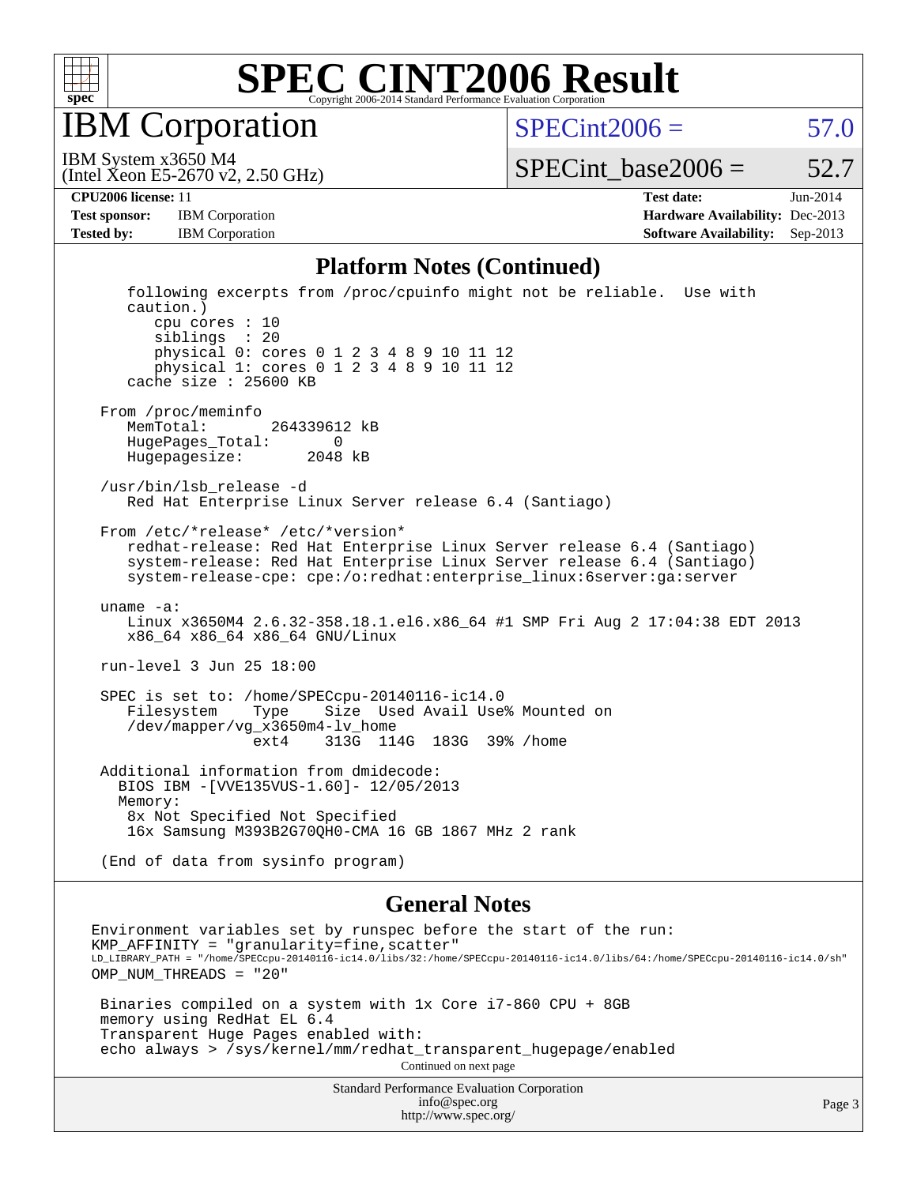# SPEC CINT2006 Result

Copyright 2006-2014 Standard Performance Evaluation Corporation

## IBM Corporation

IBM System x3650 M4
(Intel Xeon E5-2670 v2, 2.50 GHz)

SPECint2006 = 57.0

SPECint_base2006 = 52.7

**CPU2006 license:** 11
**Test sponsor:** IBM Corporation
**Tested by:** IBM Corporation

**Test date:** Jun-2014
**Hardware Availability:** Dec-2013
**Software Availability:** Sep-2013

### Platform Notes (Continued)

```
    following excerpts from /proc/cpuinfo might not be reliable.  Use with
    caution.)
       cpu cores : 10
       siblings  : 20
       physical 0: cores 0 1 2 3 4 8 9 10 11 12
       physical 1: cores 0 1 2 3 4 8 9 10 11 12
    cache size : 25600 KB

 From /proc/meminfo
    MemTotal:       264339612 kB
    HugePages_Total:       0
    Hugepagesize:       2048 kB

 /usr/bin/lsb_release -d
    Red Hat Enterprise Linux Server release 6.4 (Santiago)

 From /etc/*release* /etc/*version*
    redhat-release: Red Hat Enterprise Linux Server release 6.4 (Santiago)
    system-release: Red Hat Enterprise Linux Server release 6.4 (Santiago)
    system-release-cpe: cpe:/o:redhat:enterprise_linux:6server:ga:server

 uname -a:
    Linux x3650M4 2.6.32-358.18.1.el6.x86_64 #1 SMP Fri Aug 2 17:04:38 EDT 2013
    x86_64 x86_64 x86_64 GNU/Linux

 run-level 3 Jun 25 18:00

 SPEC is set to: /home/SPECcpu-20140116-ic14.0
    Filesystem     Type    Size  Used Avail Use% Mounted on
    /dev/mapper/vg_x3650m4-lv_home
                   ext4    313G  114G  183G  39% /home

 Additional information from dmidecode:
   BIOS IBM -[VVE135VUS-1.60]- 12/05/2013
   Memory:
    8x Not Specified Not Specified
    16x Samsung M393B2G70QH0-CMA 16 GB 1867 MHz 2 rank

 (End of data from sysinfo program)
```

### General Notes

```
Environment variables set by runspec before the start of the run:
KMP_AFFINITY = "granularity=fine,scatter"
LD_LIBRARY_PATH = "/home/SPECcpu-20140116-ic14.0/libs/32:/home/SPECcpu-20140116-ic14.0/libs/64:/home/SPECcpu-20140116-ic14.0/sh"
OMP_NUM_THREADS = "20"

 Binaries compiled on a system with 1x Core i7-860 CPU + 8GB
 memory using RedHat EL 6.4
 Transparent Huge Pages enabled with:
 echo always > /sys/kernel/mm/redhat_transparent_hugepage/enabled
```

Continued on next page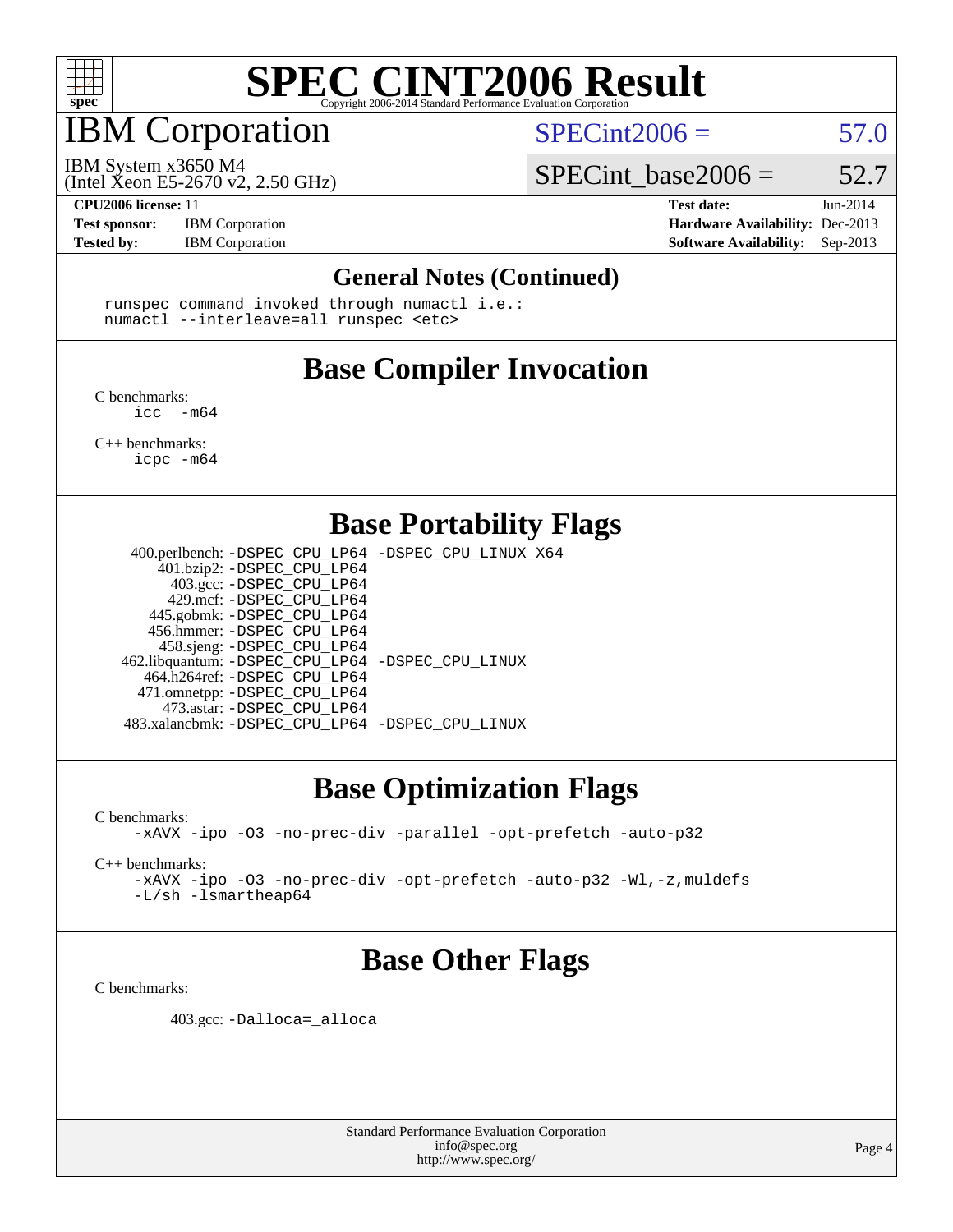# SPEC CINT2006 Result

Copyright 2006-2014 Standard Performance Evaluation Corporation

## IBM Corporation

IBM System x3650 M4
(Intel Xeon E5-2670 v2, 2.50 GHz)

SPECint2006 = 57.0

SPECint_base2006 = 52.7

**CPU2006 license:** 11
**Test sponsor:** IBM Corporation
**Tested by:** IBM Corporation

**Test date:** Jun-2014
**Hardware Availability:** Dec-2013
**Software Availability:** Sep-2013

### General Notes (Continued)

```
runspec command invoked through numactl i.e.:
numactl --interleave=all runspec <etc>
```

## Base Compiler Invocation

C benchmarks:
```
icc  -m64
```

C++ benchmarks:
```
icpc -m64
```

## Base Portability Flags

| Benchmark | Flags |
|---|---|
| 400.perlbench: | -DSPEC_CPU_LP64 -DSPEC_CPU_LINUX_X64 |
| 401.bzip2: | -DSPEC_CPU_LP64 |
| 403.gcc: | -DSPEC_CPU_LP64 |
| 429.mcf: | -DSPEC_CPU_LP64 |
| 445.gobmk: | -DSPEC_CPU_LP64 |
| 456.hmmer: | -DSPEC_CPU_LP64 |
| 458.sjeng: | -DSPEC_CPU_LP64 |
| 462.libquantum: | -DSPEC_CPU_LP64 -DSPEC_CPU_LINUX |
| 464.h264ref: | -DSPEC_CPU_LP64 |
| 471.omnetpp: | -DSPEC_CPU_LP64 |
| 473.astar: | -DSPEC_CPU_LP64 |
| 483.xalancbmk: | -DSPEC_CPU_LP64 -DSPEC_CPU_LINUX |

## Base Optimization Flags

C benchmarks:
```
-xAVX -ipo -O3 -no-prec-div -parallel -opt-prefetch -auto-p32
```

C++ benchmarks:
```
-xAVX -ipo -O3 -no-prec-div -opt-prefetch -auto-p32 -Wl,-z,muldefs
-L/sh -lsmartheap64
```

## Base Other Flags

C benchmarks:

403.gcc: `-Dalloca=_alloca`

Standard Performance Evaluation Corporation
info@spec.org
http://www.spec.org/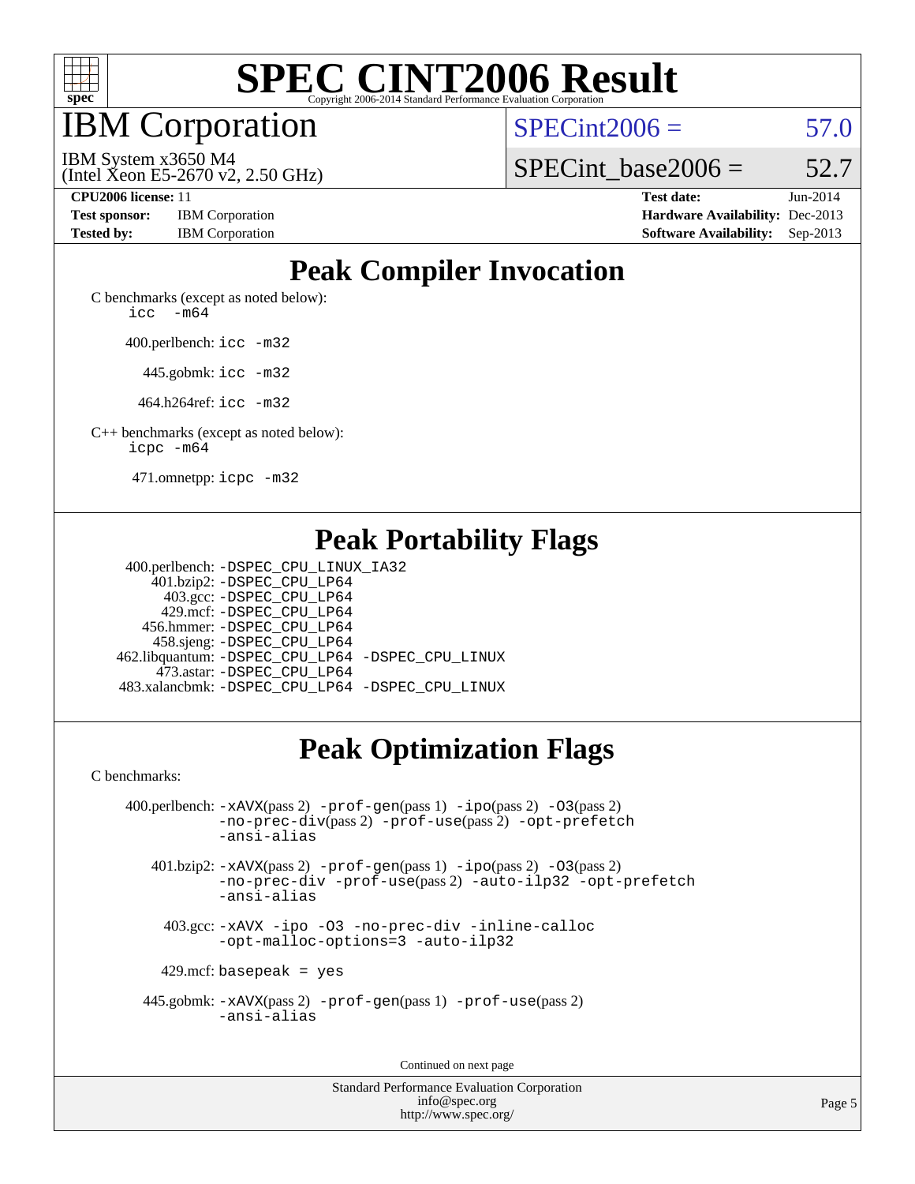# SPEC CINT2006 Result

Copyright 2006-2014 Standard Performance Evaluation Corporation

## IBM Corporation

IBM System x3650 M4
(Intel Xeon E5-2670 v2, 2.50 GHz)

SPECint2006 = 57.0

SPECint_base2006 = 52.7

**CPU2006 license:** 11
**Test sponsor:** IBM Corporation
**Tested by:** IBM Corporation

**Test date:** Jun-2014
**Hardware Availability:** Dec-2013
**Software Availability:** Sep-2013

## Peak Compiler Invocation

C benchmarks (except as noted below):
`icc -m64`

400.perlbench: `icc -m32`

445.gobmk: `icc -m32`

464.h264ref: `icc -m32`

C++ benchmarks (except as noted below):
`icpc -m64`

471.omnetpp: `icpc -m32`

## Peak Portability Flags

400.perlbench: `-DSPEC_CPU_LINUX_IA32`
401.bzip2: `-DSPEC_CPU_LP64`
403.gcc: `-DSPEC_CPU_LP64`
429.mcf: `-DSPEC_CPU_LP64`
456.hmmer: `-DSPEC_CPU_LP64`
458.sjeng: `-DSPEC_CPU_LP64`
462.libquantum: `-DSPEC_CPU_LP64 -DSPEC_CPU_LINUX`
473.astar: `-DSPEC_CPU_LP64`
483.xalancbmk: `-DSPEC_CPU_LP64 -DSPEC_CPU_LINUX`

## Peak Optimization Flags

C benchmarks:

400.perlbench: `-xAVX`(pass 2) `-prof-gen`(pass 1) `-ipo`(pass 2) `-O3`(pass 2) `-no-prec-div`(pass 2) `-prof-use`(pass 2) `-opt-prefetch` `-ansi-alias`

401.bzip2: `-xAVX`(pass 2) `-prof-gen`(pass 1) `-ipo`(pass 2) `-O3`(pass 2) `-no-prec-div` `-prof-use`(pass 2) `-auto-ilp32` `-opt-prefetch` `-ansi-alias`

403.gcc: `-xAVX -ipo -O3 -no-prec-div -inline-calloc -opt-malloc-options=3 -auto-ilp32`

429.mcf: `basepeak = yes`

445.gobmk: `-xAVX`(pass 2) `-prof-gen`(pass 1) `-prof-use`(pass 2) `-ansi-alias`

Continued on next page

Standard Performance Evaluation Corporation
info@spec.org
http://www.spec.org/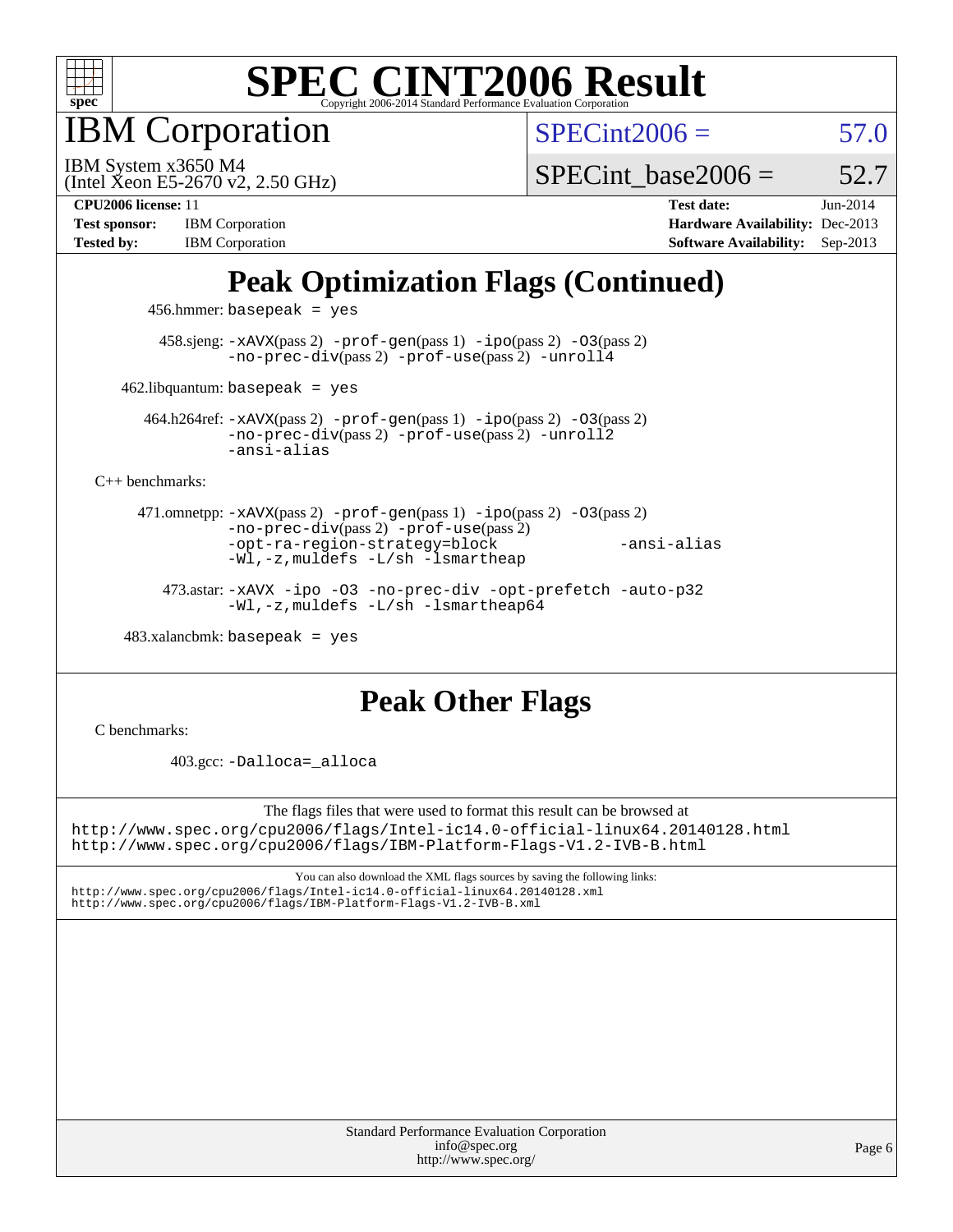## Peak Optimization Flags (Continued)

456.hmmer: `basepeak = yes`

458.sjeng: `-xAVX`(pass 2) `-prof-gen`(pass 1) `-ipo`(pass 2) `-O3`(pass 2) `-no-prec-div`(pass 2) `-prof-use`(pass 2) `-unroll4`

462.libquantum: `basepeak = yes`

464.h264ref: `-xAVX`(pass 2) `-prof-gen`(pass 1) `-ipo`(pass 2) `-O3`(pass 2) `-no-prec-div`(pass 2) `-prof-use`(pass 2) `-unroll2` `-ansi-alias`

C++ benchmarks:

471.omnetpp: `-xAVX`(pass 2) `-prof-gen`(pass 1) `-ipo`(pass 2) `-O3`(pass 2) `-no-prec-div`(pass 2) `-prof-use`(pass 2) `-opt-ra-region-strategy=block` `-ansi-alias` `-Wl,-z,muldefs` `-L/sh -lsmartheap`

473.astar: `-xAVX -ipo -O3 -no-prec-div -opt-prefetch -auto-p32 -Wl,-z,muldefs -L/sh -lsmartheap64`

483.xalancbmk: `basepeak = yes`

## Peak Other Flags

C benchmarks:

403.gcc: `-Dalloca=_alloca`

The flags files that were used to format this result can be browsed at
http://www.spec.org/cpu2006/flags/Intel-ic14.0-official-linux64.20140128.html
http://www.spec.org/cpu2006/flags/IBM-Platform-Flags-V1.2-IVB-B.html

You can also download the XML flags sources by saving the following links:
http://www.spec.org/cpu2006/flags/Intel-ic14.0-official-linux64.20140128.xml
http://www.spec.org/cpu2006/flags/IBM-Platform-Flags-V1.2-IVB-B.xml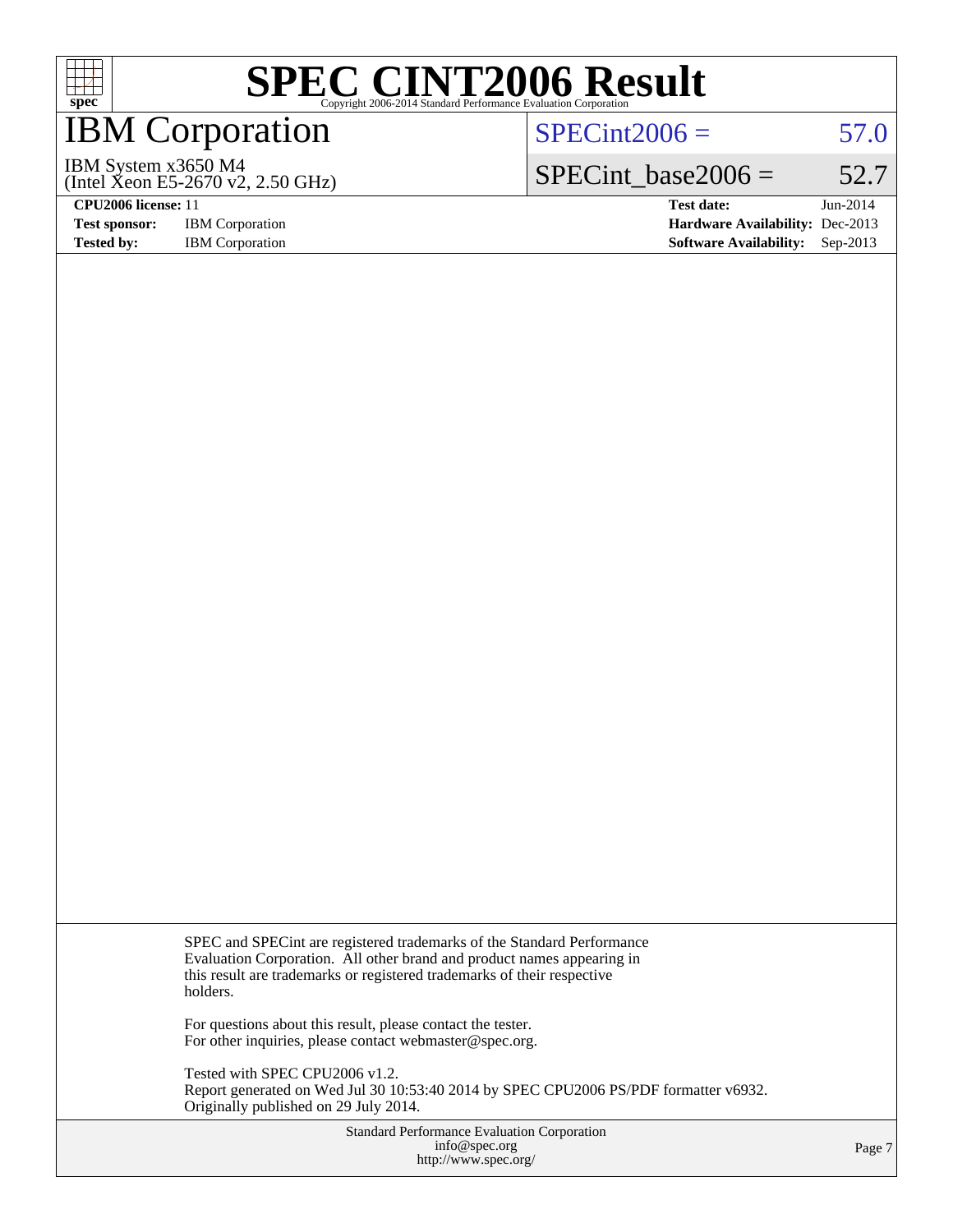SPEC and SPECint are registered trademarks of the Standard Performance Evaluation Corporation. All other brand and product names appearing in this result are trademarks or registered trademarks of their respective holders.

For questions about this result, please contact the tester.
For other inquiries, please contact webmaster@spec.org.

Tested with SPEC CPU2006 v1.2.
Report generated on Wed Jul 30 10:53:40 2014 by SPEC CPU2006 PS/PDF formatter v6932.
Originally published on 29 July 2014.